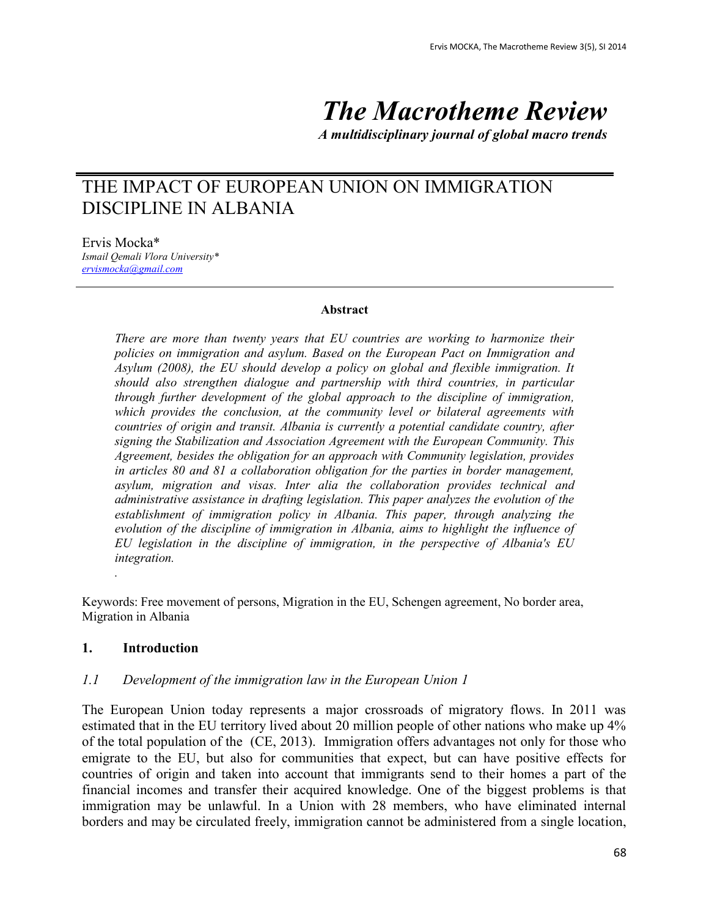# The Macrotheme Review

***A multidisciplinary journal of global macro trends***

## THE IMPACT OF EUROPEAN UNION ON IMMIGRATION DISCIPLINE IN ALBANIA

Ervis Mocka*
*Ismail Qemali Vlora University**
ervismocka@gmail.com

### Abstract

*There are more than twenty years that EU countries are working to harmonize their policies on immigration and asylum. Based on the European Pact on Immigration and Asylum (2008), the EU should develop a policy on global and flexible immigration. It should also strengthen dialogue and partnership with third countries, in particular through further development of the global approach to the discipline of immigration, which provides the conclusion, at the community level or bilateral agreements with countries of origin and transit. Albania is currently a potential candidate country, after signing the Stabilization and Association Agreement with the European Community. This Agreement, besides the obligation for an approach with Community legislation, provides in articles 80 and 81 a collaboration obligation for the parties in border management, asylum, migration and visas. Inter alia the collaboration provides technical and administrative assistance in drafting legislation. This paper analyzes the evolution of the establishment of immigration policy in Albania. This paper, through analyzing the evolution of the discipline of immigration in Albania, aims to highlight the influence of EU legislation in the discipline of immigration, in the perspective of Albania's EU integration.*

.

Keywords: Free movement of persons, Migration in the EU, Schengen agreement, No border area, Migration in Albania

## 1. Introduction

### *1.1 Development of the immigration law in the European Union 1*

The European Union today represents a major crossroads of migratory flows. In 2011 was estimated that in the EU territory lived about 20 million people of other nations who make up 4% of the total population of the (CE, 2013). Immigration offers advantages not only for those who emigrate to the EU, but also for communities that expect, but can have positive effects for countries of origin and taken into account that immigrants send to their homes a part of the financial incomes and transfer their acquired knowledge. One of the biggest problems is that immigration may be unlawful. In a Union with 28 members, who have eliminated internal borders and may be circulated freely, immigration cannot be administered from a single location,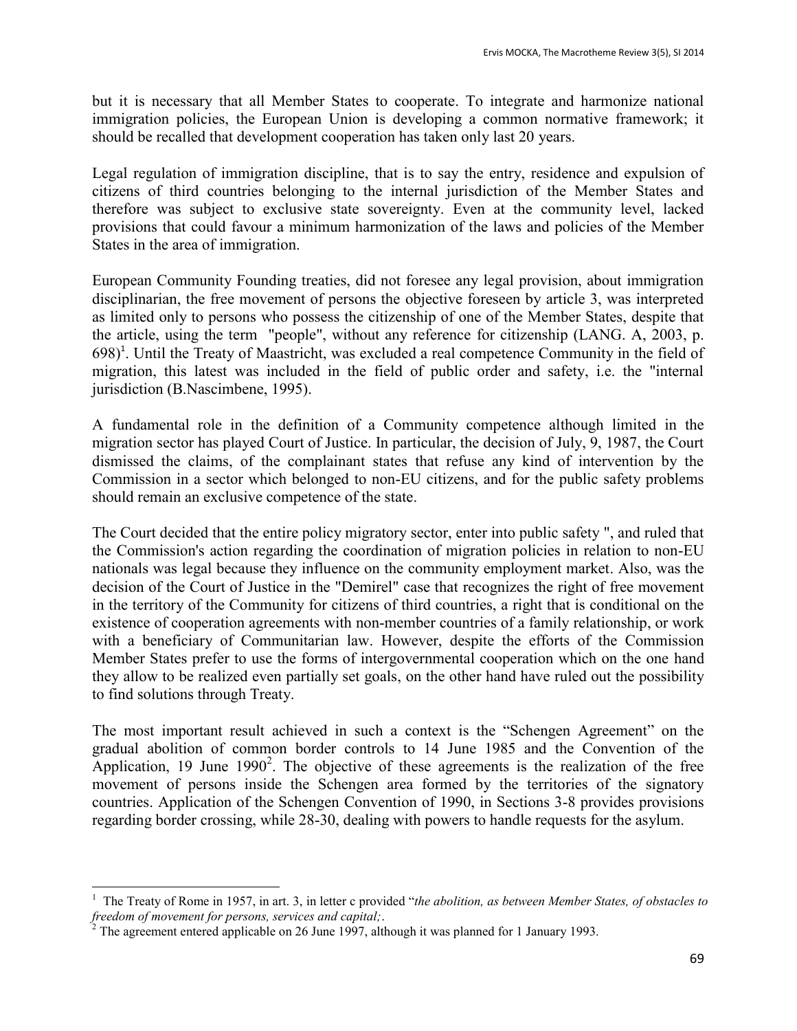but it is necessary that all Member States to cooperate. To integrate and harmonize national immigration policies, the European Union is developing a common normative framework; it should be recalled that development cooperation has taken only last 20 years.

Legal regulation of immigration discipline, that is to say the entry, residence and expulsion of citizens of third countries belonging to the internal jurisdiction of the Member States and therefore was subject to exclusive state sovereignty. Even at the community level, lacked provisions that could favour a minimum harmonization of the laws and policies of the Member States in the area of immigration.

European Community Founding treaties, did not foresee any legal provision, about immigration disciplinarian, the free movement of persons the objective foreseen by article 3, was interpreted as limited only to persons who possess the citizenship of one of the Member States, despite that the article, using the term "people", without any reference for citizenship (LANG. A, 2003, p. 698)[1]. Until the Treaty of Maastricht, was excluded a real competence Community in the field of migration, this latest was included in the field of public order and safety, i.e. the "internal jurisdiction (B.Nascimbene, 1995).

A fundamental role in the definition of a Community competence although limited in the migration sector has played Court of Justice. In particular, the decision of July, 9, 1987, the Court dismissed the claims, of the complainant states that refuse any kind of intervention by the Commission in a sector which belonged to non-EU citizens, and for the public safety problems should remain an exclusive competence of the state.

The Court decided that the entire policy migratory sector, enter into public safety ", and ruled that the Commission's action regarding the coordination of migration policies in relation to non-EU nationals was legal because they influence on the community employment market. Also, was the decision of the Court of Justice in the "Demirel" case that recognizes the right of free movement in the territory of the Community for citizens of third countries, a right that is conditional on the existence of cooperation agreements with non-member countries of a family relationship, or work with a beneficiary of Communitarian law. However, despite the efforts of the Commission Member States prefer to use the forms of intergovernmental cooperation which on the one hand they allow to be realized even partially set goals, on the other hand have ruled out the possibility to find solutions through Treaty.

The most important result achieved in such a context is the "Schengen Agreement" on the gradual abolition of common border controls to 14 June 1985 and the Convention of the Application, 19 June 1990[2]. The objective of these agreements is the realization of the free movement of persons inside the Schengen area formed by the territories of the signatory countries. Application of the Schengen Convention of 1990, in Sections 3-8 provides provisions regarding border crossing, while 28-30, dealing with powers to handle requests for the asylum.

---

[1] The Treaty of Rome in 1957, in art. 3, in letter c provided "*the abolition, as between Member States, of obstacles to freedom of movement for persons, services and capital;*.

[2] The agreement entered applicable on 26 June 1997, although it was planned for 1 January 1993.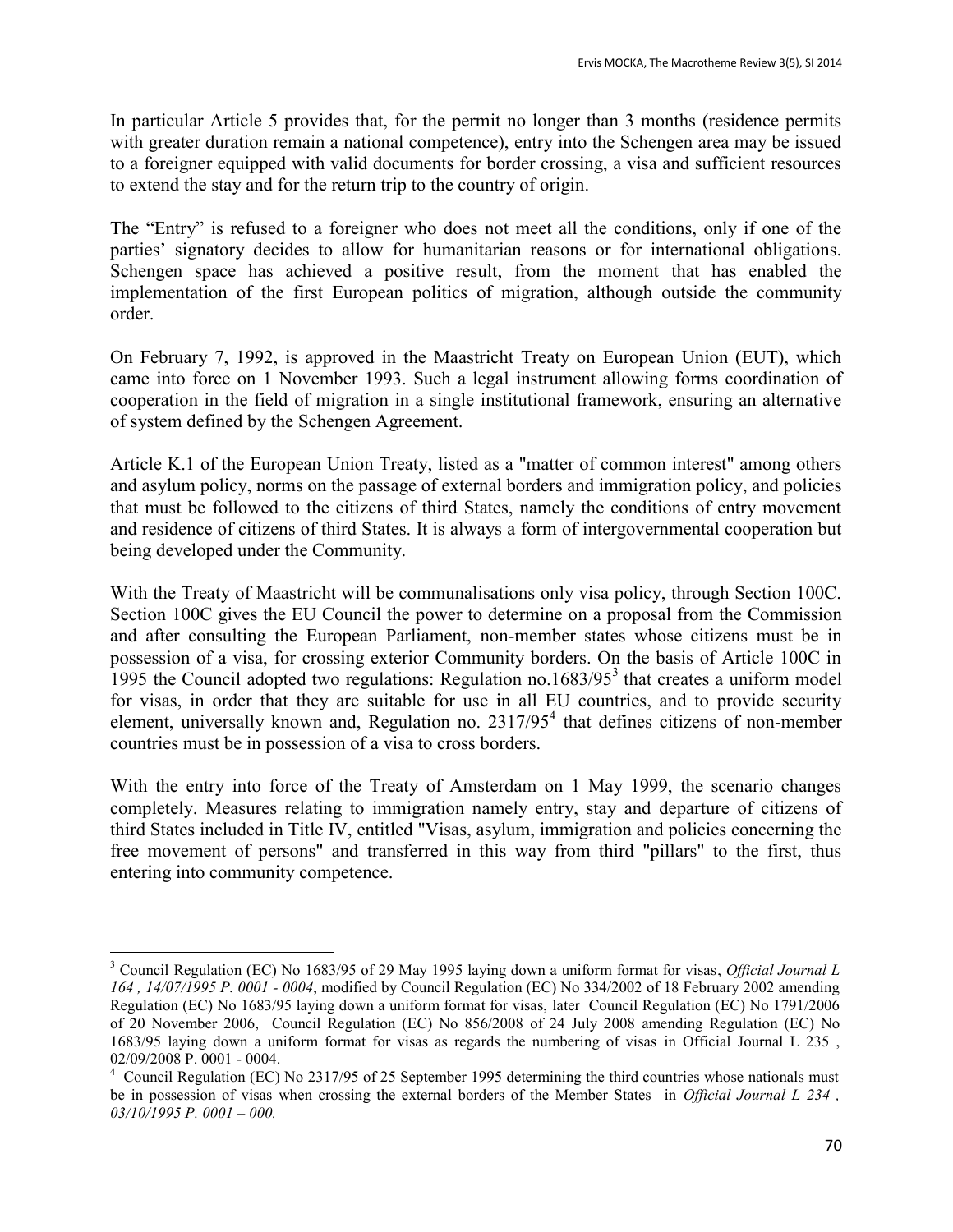In particular Article 5 provides that, for the permit no longer than 3 months (residence permits with greater duration remain a national competence), entry into the Schengen area may be issued to a foreigner equipped with valid documents for border crossing, a visa and sufficient resources to extend the stay and for the return trip to the country of origin.

The "Entry" is refused to a foreigner who does not meet all the conditions, only if one of the parties' signatory decides to allow for humanitarian reasons or for international obligations. Schengen space has achieved a positive result, from the moment that has enabled the implementation of the first European politics of migration, although outside the community order.

On February 7, 1992, is approved in the Maastricht Treaty on European Union (EUT), which came into force on 1 November 1993. Such a legal instrument allowing forms coordination of cooperation in the field of migration in a single institutional framework, ensuring an alternative of system defined by the Schengen Agreement.

Article K.1 of the European Union Treaty, listed as a "matter of common interest" among others and asylum policy, norms on the passage of external borders and immigration policy, and policies that must be followed to the citizens of third States, namely the conditions of entry movement and residence of citizens of third States. It is always a form of intergovernmental cooperation but being developed under the Community.

With the Treaty of Maastricht will be communalisations only visa policy, through Section 100C. Section 100C gives the EU Council the power to determine on a proposal from the Commission and after consulting the European Parliament, non-member states whose citizens must be in possession of a visa, for crossing exterior Community borders. On the basis of Article 100C in 1995 the Council adopted two regulations: Regulation no.1683/95[3] that creates a uniform model for visas, in order that they are suitable for use in all EU countries, and to provide security element, universally known and, Regulation no. 2317/95[4] that defines citizens of non-member countries must be in possession of a visa to cross borders.

With the entry into force of the Treaty of Amsterdam on 1 May 1999, the scenario changes completely. Measures relating to immigration namely entry, stay and departure of citizens of third States included in Title IV, entitled "Visas, asylum, immigration and policies concerning the free movement of persons" and transferred in this way from third "pillars" to the first, thus entering into community competence.

---

[3] Council Regulation (EC) No 1683/95 of 29 May 1995 laying down a uniform format for visas, *Official Journal L 164 , 14/07/1995 P. 0001 - 0004*, modified by Council Regulation (EC) No 334/2002 of 18 February 2002 amending Regulation (EC) No 1683/95 laying down a uniform format for visas, later Council Regulation (EC) No 1791/2006 of 20 November 2006, Council Regulation (EC) No 856/2008 of 24 July 2008 amending Regulation (EC) No 1683/95 laying down a uniform format for visas as regards the numbering of visas in Official Journal L 235 , 02/09/2008 P. 0001 - 0004.

[4] Council Regulation (EC) No 2317/95 of 25 September 1995 determining the third countries whose nationals must be in possession of visas when crossing the external borders of the Member States in *Official Journal L 234 , 03/10/1995 P. 0001 – 000.*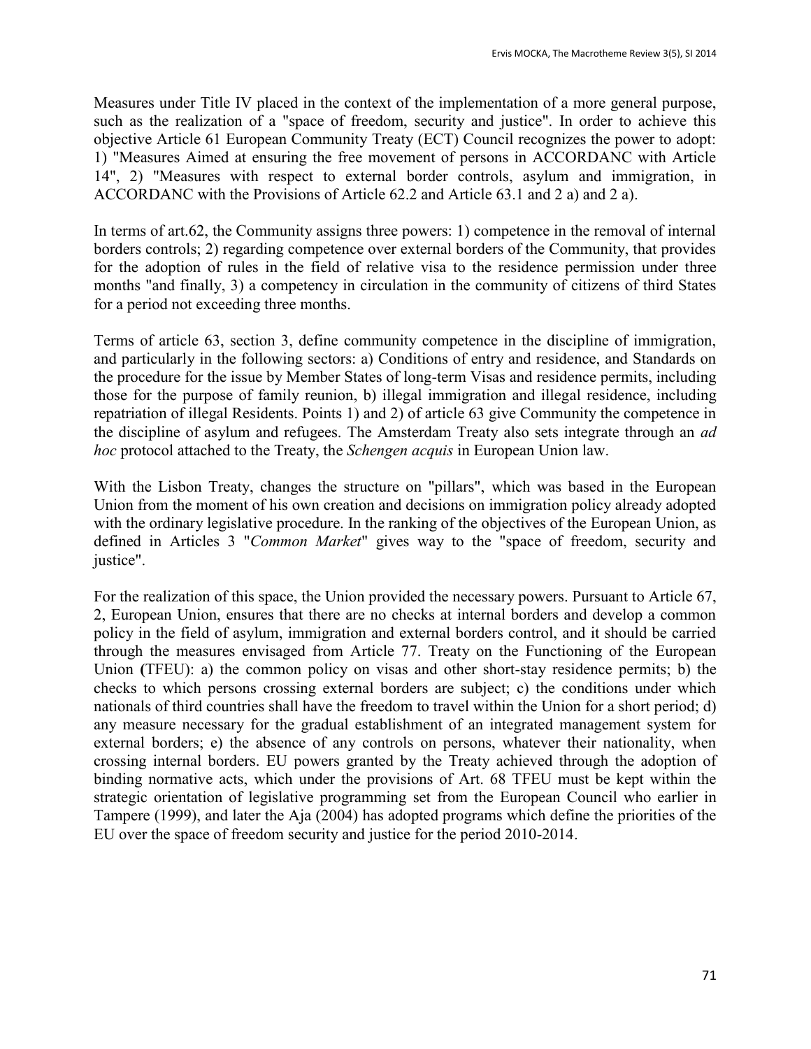Measures under Title IV placed in the context of the implementation of a more general purpose, such as the realization of a "space of freedom, security and justice". In order to achieve this objective Article 61 European Community Treaty (ECT) Council recognizes the power to adopt: 1) "Measures Aimed at ensuring the free movement of persons in ACCORDANC with Article 14", 2) "Measures with respect to external border controls, asylum and immigration, in ACCORDANC with the Provisions of Article 62.2 and Article 63.1 and 2 a) and 2 a).

In terms of art.62, the Community assigns three powers: 1) competence in the removal of internal borders controls; 2) regarding competence over external borders of the Community, that provides for the adoption of rules in the field of relative visa to the residence permission under three months "and finally, 3) a competency in circulation in the community of citizens of third States for a period not exceeding three months.

Terms of article 63, section 3, define community competence in the discipline of immigration, and particularly in the following sectors: a) Conditions of entry and residence, and Standards on the procedure for the issue by Member States of long-term Visas and residence permits, including those for the purpose of family reunion, b) illegal immigration and illegal residence, including repatriation of illegal Residents. Points 1) and 2) of article 63 give Community the competence in the discipline of asylum and refugees. The Amsterdam Treaty also sets integrate through an *ad hoc* protocol attached to the Treaty, the *Schengen acquis* in European Union law.

With the Lisbon Treaty, changes the structure on "pillars", which was based in the European Union from the moment of his own creation and decisions on immigration policy already adopted with the ordinary legislative procedure. In the ranking of the objectives of the European Union, as defined in Articles 3 "*Common Market*" gives way to the "space of freedom, security and justice".

For the realization of this space, the Union provided the necessary powers. Pursuant to Article 67, 2, European Union, ensures that there are no checks at internal borders and develop a common policy in the field of asylum, immigration and external borders control, and it should be carried through the measures envisaged from Article 77. Treaty on the Functioning of the European Union **(**TFEU): a) the common policy on visas and other short-stay residence permits; b) the checks to which persons crossing external borders are subject; c) the conditions under which nationals of third countries shall have the freedom to travel within the Union for a short period; d) any measure necessary for the gradual establishment of an integrated management system for external borders; e) the absence of any controls on persons, whatever their nationality, when crossing internal borders. EU powers granted by the Treaty achieved through the adoption of binding normative acts, which under the provisions of Art. 68 TFEU must be kept within the strategic orientation of legislative programming set from the European Council who earlier in Tampere (1999), and later the Aja (2004) has adopted programs which define the priorities of the EU over the space of freedom security and justice for the period 2010-2014.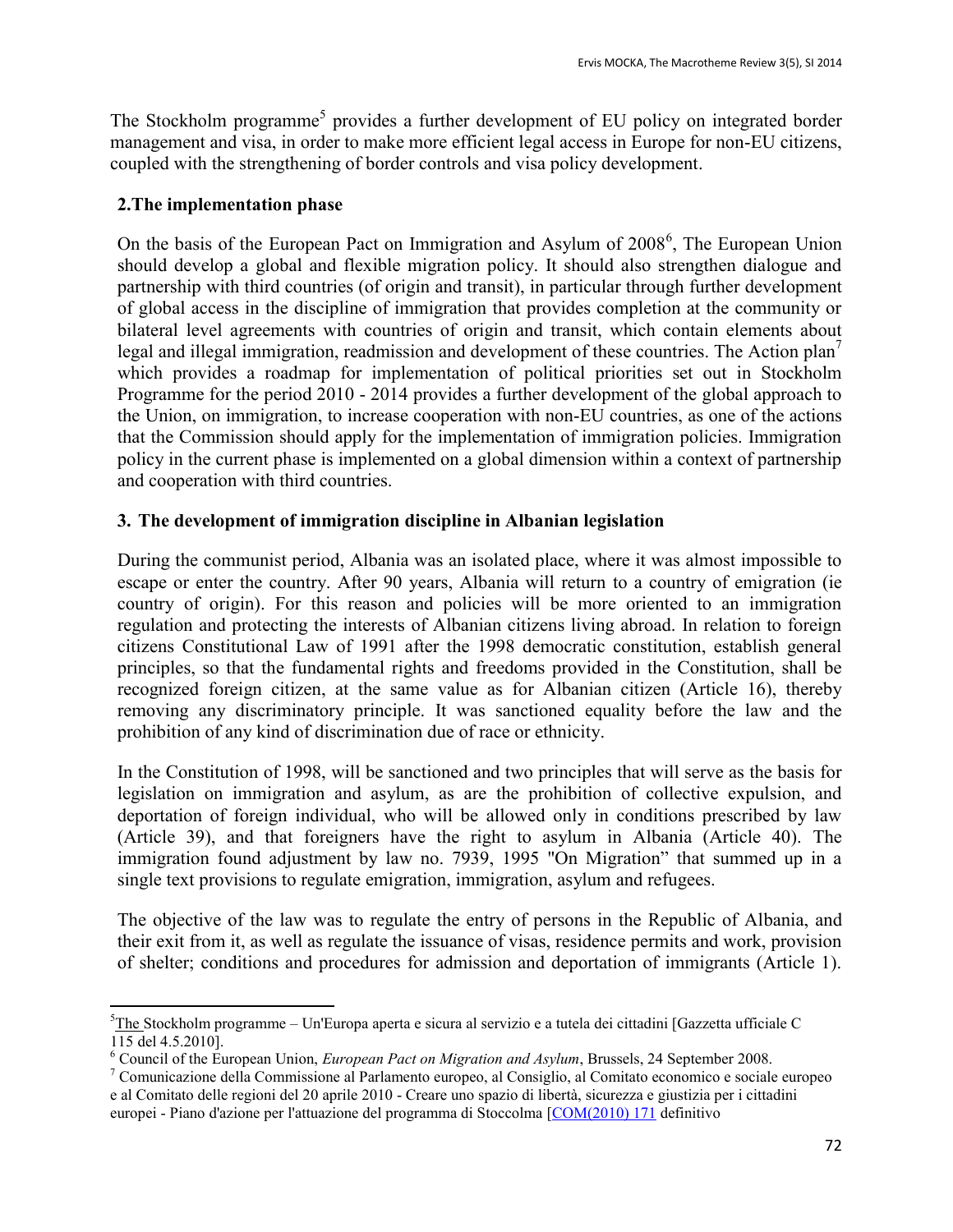The Stockholm programme[5] provides a further development of EU policy on integrated border management and visa, in order to make more efficient legal access in Europe for non-EU citizens, coupled with the strengthening of border controls and visa policy development.

## 2.The implementation phase

On the basis of the European Pact on Immigration and Asylum of 2008[6], The European Union should develop a global and flexible migration policy. It should also strengthen dialogue and partnership with third countries (of origin and transit), in particular through further development of global access in the discipline of immigration that provides completion at the community or bilateral level agreements with countries of origin and transit, which contain elements about legal and illegal immigration, readmission and development of these countries. The Action plan[7] which provides a roadmap for implementation of political priorities set out in Stockholm Programme for the period 2010 - 2014 provides a further development of the global approach to the Union, on immigration, to increase cooperation with non-EU countries, as one of the actions that the Commission should apply for the implementation of immigration policies. Immigration policy in the current phase is implemented on a global dimension within a context of partnership and cooperation with third countries.

## 3. The development of immigration discipline in Albanian legislation

During the communist period, Albania was an isolated place, where it was almost impossible to escape or enter the country. After 90 years, Albania will return to a country of emigration (ie country of origin). For this reason and policies will be more oriented to an immigration regulation and protecting the interests of Albanian citizens living abroad. In relation to foreign citizens Constitutional Law of 1991 after the 1998 democratic constitution, establish general principles, so that the fundamental rights and freedoms provided in the Constitution, shall be recognized foreign citizen, at the same value as for Albanian citizen (Article 16), thereby removing any discriminatory principle. It was sanctioned equality before the law and the prohibition of any kind of discrimination due of race or ethnicity.

In the Constitution of 1998, will be sanctioned and two principles that will serve as the basis for legislation on immigration and asylum, as are the prohibition of collective expulsion, and deportation of foreign individual, who will be allowed only in conditions prescribed by law (Article 39), and that foreigners have the right to asylum in Albania (Article 40). The immigration found adjustment by law no. 7939, 1995 "On Migration" that summed up in a single text provisions to regulate emigration, immigration, asylum and refugees.

The objective of the law was to regulate the entry of persons in the Republic of Albania, and their exit from it, as well as regulate the issuance of visas, residence permits and work, provision of shelter; conditions and procedures for admission and deportation of immigrants (Article 1).

---

[5] The Stockholm programme – Un'Europa aperta e sicura al servizio e a tutela dei cittadini [Gazzetta ufficiale C 115 del 4.5.2010].

[6] Council of the European Union, *European Pact on Migration and Asylum*, Brussels, 24 September 2008.

[7] Comunicazione della Commissione al Parlamento europeo, al Consiglio, al Comitato economico e sociale europeo e al Comitato delle regioni del 20 aprile 2010 - Creare uno spazio di libertà, sicurezza e giustizia per i cittadini europei - Piano d'azione per l'attuazione del programma di Stoccolma [COM(2010) 171 definitivo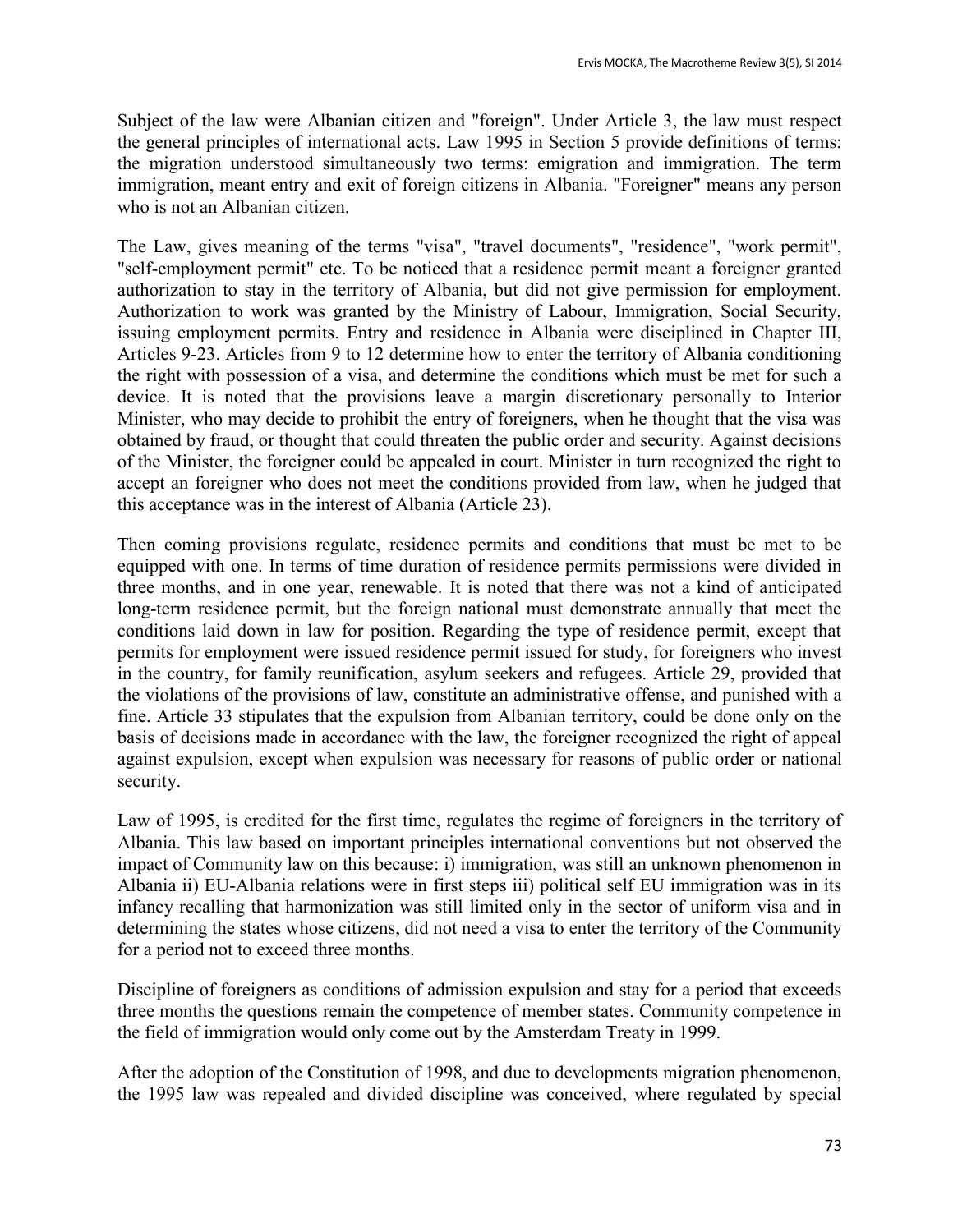Subject of the law were Albanian citizen and "foreign". Under Article 3, the law must respect the general principles of international acts. Law 1995 in Section 5 provide definitions of terms: the migration understood simultaneously two terms: emigration and immigration. The term immigration, meant entry and exit of foreign citizens in Albania. "Foreigner" means any person who is not an Albanian citizen.

The Law, gives meaning of the terms "visa", "travel documents", "residence", "work permit", "self-employment permit" etc. To be noticed that a residence permit meant a foreigner granted authorization to stay in the territory of Albania, but did not give permission for employment. Authorization to work was granted by the Ministry of Labour, Immigration, Social Security, issuing employment permits. Entry and residence in Albania were disciplined in Chapter III, Articles 9-23. Articles from 9 to 12 determine how to enter the territory of Albania conditioning the right with possession of a visa, and determine the conditions which must be met for such a device. It is noted that the provisions leave a margin discretionary personally to Interior Minister, who may decide to prohibit the entry of foreigners, when he thought that the visa was obtained by fraud, or thought that could threaten the public order and security. Against decisions of the Minister, the foreigner could be appealed in court. Minister in turn recognized the right to accept an foreigner who does not meet the conditions provided from law, when he judged that this acceptance was in the interest of Albania (Article 23).

Then coming provisions regulate, residence permits and conditions that must be met to be equipped with one. In terms of time duration of residence permits permissions were divided in three months, and in one year, renewable. It is noted that there was not a kind of anticipated long-term residence permit, but the foreign national must demonstrate annually that meet the conditions laid down in law for position. Regarding the type of residence permit, except that permits for employment were issued residence permit issued for study, for foreigners who invest in the country, for family reunification, asylum seekers and refugees. Article 29, provided that the violations of the provisions of law, constitute an administrative offense, and punished with a fine. Article 33 stipulates that the expulsion from Albanian territory, could be done only on the basis of decisions made in accordance with the law, the foreigner recognized the right of appeal against expulsion, except when expulsion was necessary for reasons of public order or national security.

Law of 1995, is credited for the first time, regulates the regime of foreigners in the territory of Albania. This law based on important principles international conventions but not observed the impact of Community law on this because: i) immigration, was still an unknown phenomenon in Albania ii) EU-Albania relations were in first steps iii) political self EU immigration was in its infancy recalling that harmonization was still limited only in the sector of uniform visa and in determining the states whose citizens, did not need a visa to enter the territory of the Community for a period not to exceed three months.

Discipline of foreigners as conditions of admission expulsion and stay for a period that exceeds three months the questions remain the competence of member states. Community competence in the field of immigration would only come out by the Amsterdam Treaty in 1999.

After the adoption of the Constitution of 1998, and due to developments migration phenomenon, the 1995 law was repealed and divided discipline was conceived, where regulated by special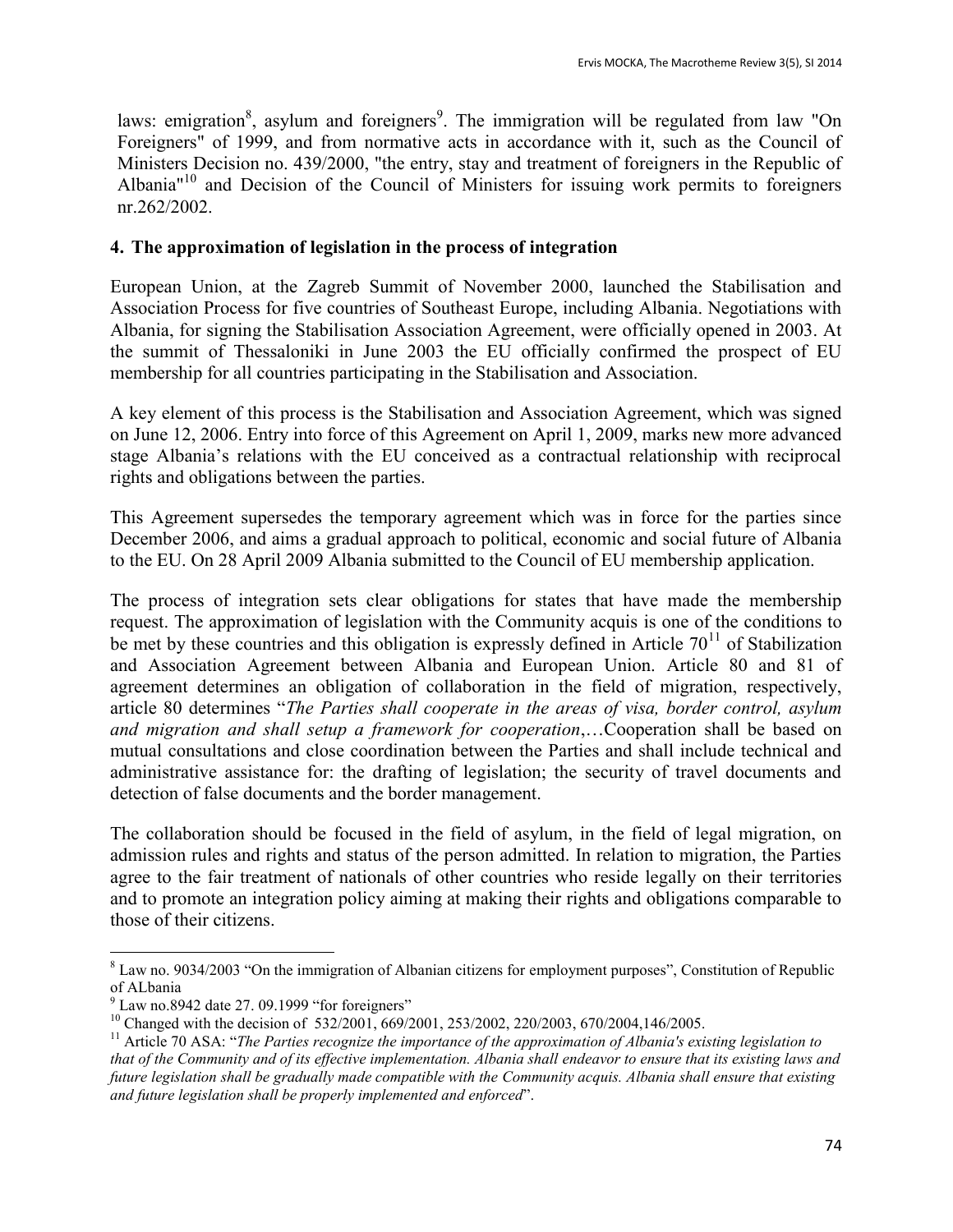laws: emigration[8], asylum and foreigners[9]. The immigration will be regulated from law "On Foreigners" of 1999, and from normative acts in accordance with it, such as the Council of Ministers Decision no. 439/2000, "the entry, stay and treatment of foreigners in the Republic of Albania"[10] and Decision of the Council of Ministers for issuing work permits to foreigners nr.262/2002.

## 4. The approximation of legislation in the process of integration

European Union, at the Zagreb Summit of November 2000, launched the Stabilisation and Association Process for five countries of Southeast Europe, including Albania. Negotiations with Albania, for signing the Stabilisation Association Agreement, were officially opened in 2003. At the summit of Thessaloniki in June 2003 the EU officially confirmed the prospect of EU membership for all countries participating in the Stabilisation and Association.

A key element of this process is the Stabilisation and Association Agreement, which was signed on June 12, 2006. Entry into force of this Agreement on April 1, 2009, marks new more advanced stage Albania's relations with the EU conceived as a contractual relationship with reciprocal rights and obligations between the parties.

This Agreement supersedes the temporary agreement which was in force for the parties since December 2006, and aims a gradual approach to political, economic and social future of Albania to the EU. On 28 April 2009 Albania submitted to the Council of EU membership application.

The process of integration sets clear obligations for states that have made the membership request. The approximation of legislation with the Community acquis is one of the conditions to be met by these countries and this obligation is expressly defined in Article 70[11] of Stabilization and Association Agreement between Albania and European Union. Article 80 and 81 of agreement determines an obligation of collaboration in the field of migration, respectively, article 80 determines "*The Parties shall cooperate in the areas of visa, border control, asylum and migration and shall setup a framework for cooperation*,…Cooperation shall be based on mutual consultations and close coordination between the Parties and shall include technical and administrative assistance for: the drafting of legislation; the security of travel documents and detection of false documents and the border management.

The collaboration should be focused in the field of asylum, in the field of legal migration, on admission rules and rights and status of the person admitted. In relation to migration, the Parties agree to the fair treatment of nationals of other countries who reside legally on their territories and to promote an integration policy aiming at making their rights and obligations comparable to those of their citizens.

---

[8] Law no. 9034/2003 "On the immigration of Albanian citizens for employment purposes", Constitution of Republic of ALbania

[9] Law no.8942 date 27. 09.1999 "for foreigners"

[10] Changed with the decision of 532/2001, 669/2001, 253/2002, 220/2003, 670/2004,146/2005.

[11] Article 70 ASA: "*The Parties recognize the importance of the approximation of Albania's existing legislation to that of the Community and of its effective implementation. Albania shall endeavor to ensure that its existing laws and future legislation shall be gradually made compatible with the Community acquis. Albania shall ensure that existing and future legislation shall be properly implemented and enforced*".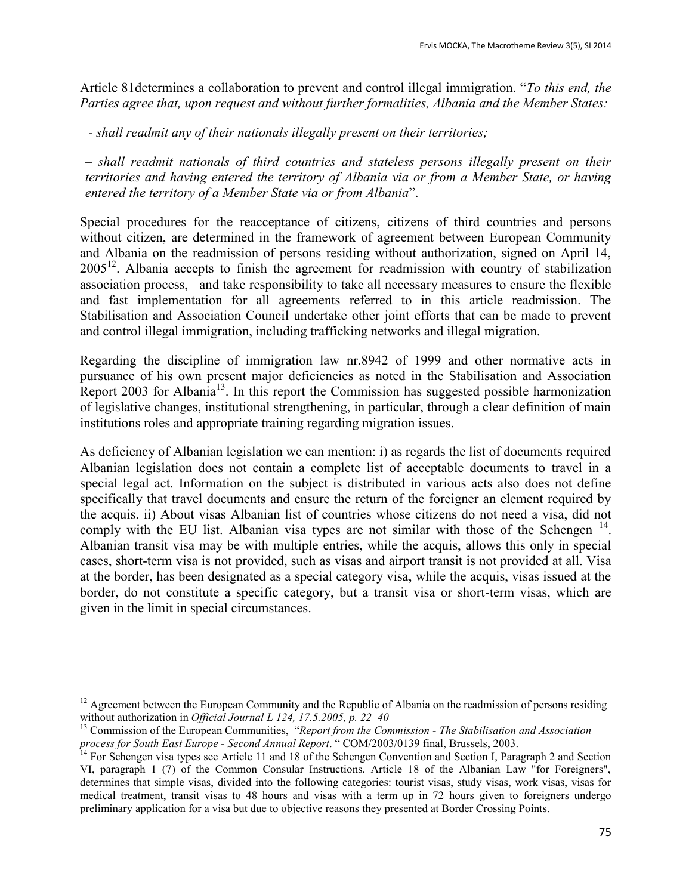Article 81determines a collaboration to prevent and control illegal immigration. "*To this end, the Parties agree that, upon request and without further formalities, Albania and the Member States:*

*- shall readmit any of their nationals illegally present on their territories;*

*– shall readmit nationals of third countries and stateless persons illegally present on their territories and having entered the territory of Albania via or from a Member State, or having entered the territory of a Member State via or from Albania*".

Special procedures for the reacceptance of citizens, citizens of third countries and persons without citizen, are determined in the framework of agreement between European Community and Albania on the readmission of persons residing without authorization, signed on April 14, 2005[12]. Albania accepts to finish the agreement for readmission with country of stabilization association process, and take responsibility to take all necessary measures to ensure the flexible and fast implementation for all agreements referred to in this article readmission. The Stabilisation and Association Council undertake other joint efforts that can be made to prevent and control illegal immigration, including trafficking networks and illegal migration.

Regarding the discipline of immigration law nr.8942 of 1999 and other normative acts in pursuance of his own present major deficiencies as noted in the Stabilisation and Association Report 2003 for Albania[13]. In this report the Commission has suggested possible harmonization of legislative changes, institutional strengthening, in particular, through a clear definition of main institutions roles and appropriate training regarding migration issues.

As deficiency of Albanian legislation we can mention: i) as regards the list of documents required Albanian legislation does not contain a complete list of acceptable documents to travel in a special legal act. Information on the subject is distributed in various acts also does not define specifically that travel documents and ensure the return of the foreigner an element required by the acquis. ii) About visas Albanian list of countries whose citizens do not need a visa, did not comply with the EU list. Albanian visa types are not similar with those of the Schengen [14]. Albanian transit visa may be with multiple entries, while the acquis, allows this only in special cases, short-term visa is not provided, such as visas and airport transit is not provided at all. Visa at the border, has been designated as a special category visa, while the acquis, visas issued at the border, do not constitute a specific category, but a transit visa or short-term visas, which are given in the limit in special circumstances.

---

[12] Agreement between the European Community and the Republic of Albania on the readmission of persons residing without authorization in *Official Journal L 124, 17.5.2005, p. 22–40*

[13] Commission of the European Communities, "*Report from the Commission - The Stabilisation and Association process for South East Europe - Second Annual Report*. " COM/2003/0139 final, Brussels, 2003.

[14] For Schengen visa types see Article 11 and 18 of the Schengen Convention and Section I, Paragraph 2 and Section VI, paragraph 1 (7) of the Common Consular Instructions. Article 18 of the Albanian Law "for Foreigners", determines that simple visas, divided into the following categories: tourist visas, study visas, work visas, visas for medical treatment, transit visas to 48 hours and visas with a term up in 72 hours given to foreigners undergo preliminary application for a visa but due to objective reasons they presented at Border Crossing Points.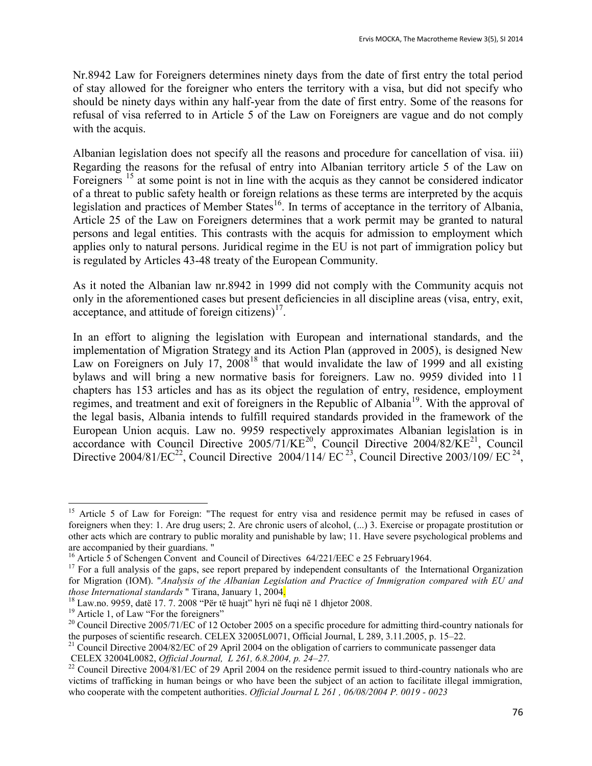Nr.8942 Law for Foreigners determines ninety days from the date of first entry the total period of stay allowed for the foreigner who enters the territory with a visa, but did not specify who should be ninety days within any half-year from the date of first entry. Some of the reasons for refusal of visa referred to in Article 5 of the Law on Foreigners are vague and do not comply with the acquis.

Albanian legislation does not specify all the reasons and procedure for cancellation of visa. iii) Regarding the reasons for the refusal of entry into Albanian territory article 5 of the Law on Foreigners [15] at some point is not in line with the acquis as they cannot be considered indicator of a threat to public safety health or foreign relations as these terms are interpreted by the acquis legislation and practices of Member States[16]. In terms of acceptance in the territory of Albania, Article 25 of the Law on Foreigners determines that a work permit may be granted to natural persons and legal entities. This contrasts with the acquis for admission to employment which applies only to natural persons. Juridical regime in the EU is not part of immigration policy but is regulated by Articles 43-48 treaty of the European Community.

As it noted the Albanian law nr.8942 in 1999 did not comply with the Community acquis not only in the aforementioned cases but present deficiencies in all discipline areas (visa, entry, exit, acceptance, and attitude of foreign citizens)[17].

In an effort to aligning the legislation with European and international standards, and the implementation of Migration Strategy and its Action Plan (approved in 2005), is designed New Law on Foreigners on July 17, 2008[18] that would invalidate the law of 1999 and all existing bylaws and will bring a new normative basis for foreigners. Law no. 9959 divided into 11 chapters has 153 articles and has as its object the regulation of entry, residence, employment regimes, and treatment and exit of foreigners in the Republic of Albania[19]. With the approval of the legal basis, Albania intends to fulfill required standards provided in the framework of the European Union acquis. Law no. 9959 respectively approximates Albanian legislation is in accordance with Council Directive 2005/71/KE[20], Council Directive 2004/82/KE[21], Council Directive 2004/81/EC[22], Council Directive 2004/114/ EC [23], Council Directive 2003/109/ EC [24],

---

[15] Article 5 of Law for Foreign: "The request for entry visa and residence permit may be refused in cases of foreigners when they: 1. Are drug users; 2. Are chronic users of alcohol, (...) 3. Exercise or propagate prostitution or other acts which are contrary to public morality and punishable by law; 11. Have severe psychological problems and are accompanied by their guardians. "

[16] Article 5 of Schengen Convent and Council of Directives 64/221/EEC e 25 February1964.

[17] For a full analysis of the gaps, see report prepared by independent consultants of the International Organization for Migration (IOM). "*Analysis of the Albanian Legislation and Practice of Immigration compared with EU and those International standards* " Tirana, January 1, 2004.

[18] Law.no. 9959, datë 17. 7. 2008 "Për të huajt" hyri në fuqi në 1 dhjetor 2008.

[19] Article 1, of Law "For the foreigners"

[20] Council Directive 2005/71/EC of 12 October 2005 on a specific procedure for admitting third-country nationals for the purposes of scientific research. CELEX 32005L0071, Official Journal, L 289, 3.11.2005, p. 15–22.

[21] Council Directive 2004/82/EC of 29 April 2004 on the obligation of carriers to communicate passenger data CELEX 32004L0082, *Official Journal, L 261, 6.8.2004, p. 24–27.*

[22] Council Directive 2004/81/EC of 29 April 2004 on the residence permit issued to third-country nationals who are victims of trafficking in human beings or who have been the subject of an action to facilitate illegal immigration, who cooperate with the competent authorities. *Official Journal L 261 , 06/08/2004 P. 0019 - 0023*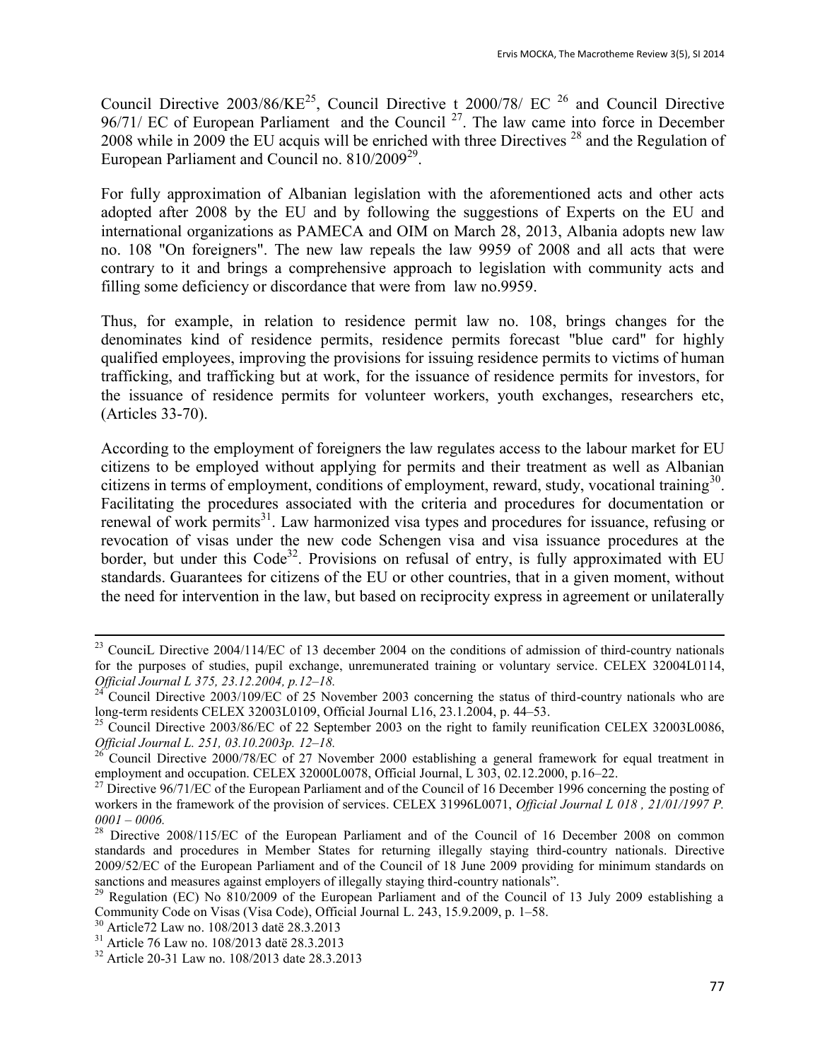Council Directive 2003/86/KE[25], Council Directive t 2000/78/ EC [26] and Council Directive 96/71/ EC of European Parliament and the Council [27]. The law came into force in December 2008 while in 2009 the EU acquis will be enriched with three Directives [28] and the Regulation of European Parliament and Council no. 810/2009[29].

For fully approximation of Albanian legislation with the aforementioned acts and other acts adopted after 2008 by the EU and by following the suggestions of Experts on the EU and international organizations as PAMECA and OIM on March 28, 2013, Albania adopts new law no. 108 "On foreigners". The new law repeals the law 9959 of 2008 and all acts that were contrary to it and brings a comprehensive approach to legislation with community acts and filling some deficiency or discordance that were from law no.9959.

Thus, for example, in relation to residence permit law no. 108, brings changes for the denominates kind of residence permits, residence permits forecast "blue card" for highly qualified employees, improving the provisions for issuing residence permits to victims of human trafficking, and trafficking but at work, for the issuance of residence permits for investors, for the issuance of residence permits for volunteer workers, youth exchanges, researchers etc, (Articles 33-70).

According to the employment of foreigners the law regulates access to the labour market for EU citizens to be employed without applying for permits and their treatment as well as Albanian citizens in terms of employment, conditions of employment, reward, study, vocational training[30]. Facilitating the procedures associated with the criteria and procedures for documentation or renewal of work permits[31]. Law harmonized visa types and procedures for issuance, refusing or revocation of visas under the new code Schengen visa and visa issuance procedures at the border, but under this Code[32]. Provisions on refusal of entry, is fully approximated with EU standards. Guarantees for citizens of the EU or other countries, that in a given moment, without the need for intervention in the law, but based on reciprocity express in agreement or unilaterally

---

[23] CounciL Directive 2004/114/EC of 13 december 2004 on the conditions of admission of third-country nationals for the purposes of studies, pupil exchange, unremunerated training or voluntary service. CELEX 32004L0114, *Official Journal L 375, 23.12.2004, p.12–18.*

[24] Council Directive 2003/109/EC of 25 November 2003 concerning the status of third-country nationals who are long-term residents CELEX 32003L0109, Official Journal L16, 23.1.2004, p. 44–53.

[25] Council Directive 2003/86/EC of 22 September 2003 on the right to family reunification CELEX 32003L0086, *Official Journal L. 251, 03.10.2003p. 12–18.*

[26] Council Directive 2000/78/EC of 27 November 2000 establishing a general framework for equal treatment in employment and occupation. CELEX 32000L0078, Official Journal, L 303, 02.12.2000, p.16–22.

[27] Directive 96/71/EC of the European Parliament and of the Council of 16 December 1996 concerning the posting of workers in the framework of the provision of services. CELEX 31996L0071, *Official Journal L 018 , 21/01/1997 P. 0001 – 0006.*

[28] Directive 2008/115/EC of the European Parliament and of the Council of 16 December 2008 on common standards and procedures in Member States for returning illegally staying third-country nationals. Directive 2009/52/EC of the European Parliament and of the Council of 18 June 2009 providing for minimum standards on sanctions and measures against employers of illegally staying third-country nationals".

[29] Regulation (EC) No 810/2009 of the European Parliament and of the Council of 13 July 2009 establishing a Community Code on Visas (Visa Code), Official Journal L. 243, 15.9.2009, p. 1–58.

[30] Article72 Law no. 108/2013 datë 28.3.2013

[31] Article 76 Law no. 108/2013 datë 28.3.2013

[32] Article 20-31 Law no. 108/2013 date 28.3.2013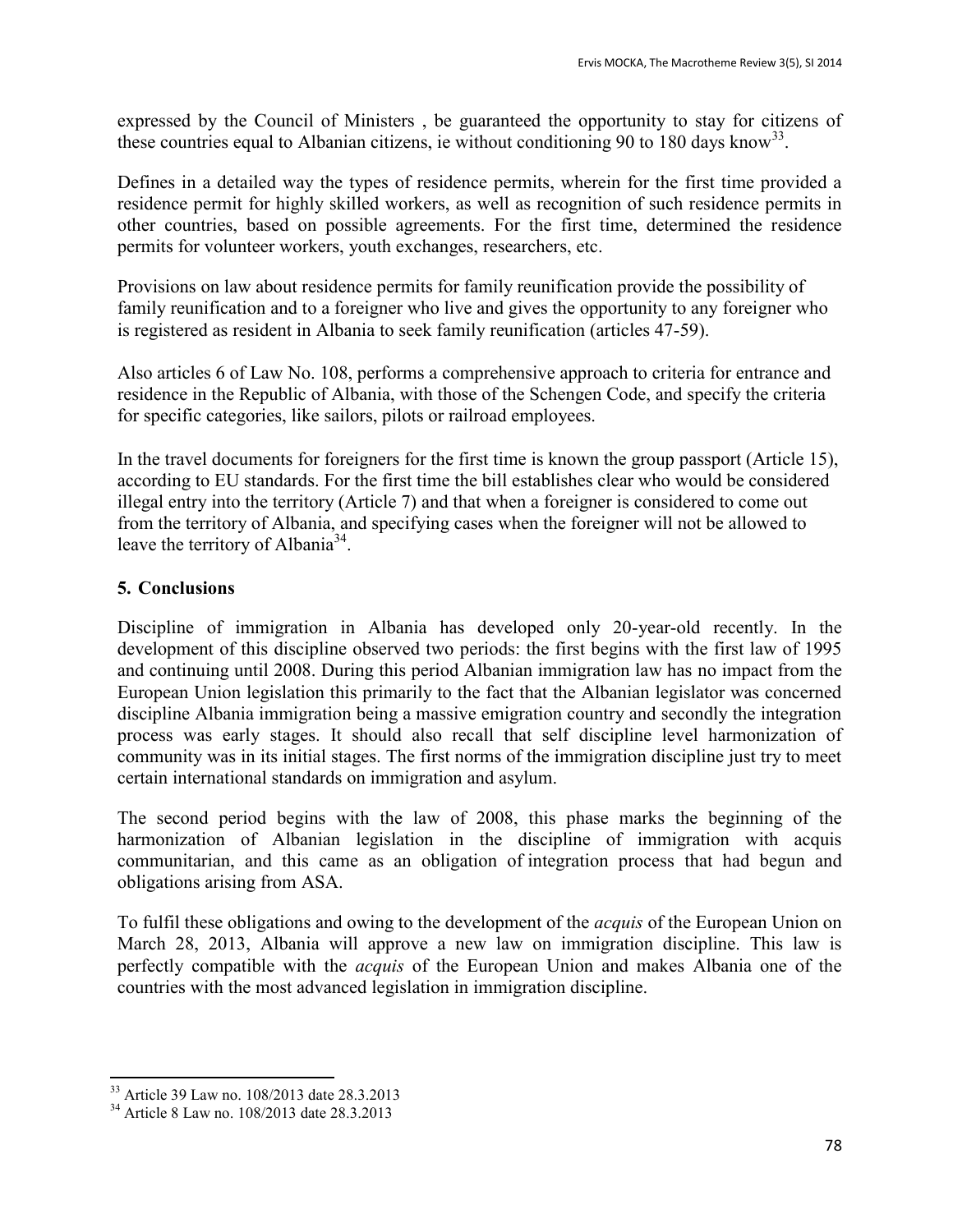expressed by the Council of Ministers , be guaranteed the opportunity to stay for citizens of these countries equal to Albanian citizens, ie without conditioning 90 to 180 days know[33].

Defines in a detailed way the types of residence permits, wherein for the first time provided a residence permit for highly skilled workers, as well as recognition of such residence permits in other countries, based on possible agreements. For the first time, determined the residence permits for volunteer workers, youth exchanges, researchers, etc.

Provisions on law about residence permits for family reunification provide the possibility of family reunification and to a foreigner who live and gives the opportunity to any foreigner who is registered as resident in Albania to seek family reunification (articles 47-59).

Also articles 6 of Law No. 108, performs a comprehensive approach to criteria for entrance and residence in the Republic of Albania, with those of the Schengen Code, and specify the criteria for specific categories, like sailors, pilots or railroad employees.

In the travel documents for foreigners for the first time is known the group passport (Article 15), according to EU standards. For the first time the bill establishes clear who would be considered illegal entry into the territory (Article 7) and that when a foreigner is considered to come out from the territory of Albania, and specifying cases when the foreigner will not be allowed to leave the territory of Albania[34].

## 5. Conclusions

Discipline of immigration in Albania has developed only 20-year-old recently. In the development of this discipline observed two periods: the first begins with the first law of 1995 and continuing until 2008. During this period Albanian immigration law has no impact from the European Union legislation this primarily to the fact that the Albanian legislator was concerned discipline Albania immigration being a massive emigration country and secondly the integration process was early stages. It should also recall that self discipline level harmonization of community was in its initial stages. The first norms of the immigration discipline just try to meet certain international standards on immigration and asylum.

The second period begins with the law of 2008, this phase marks the beginning of the harmonization of Albanian legislation in the discipline of immigration with acquis communitarian, and this came as an obligation of integration process that had begun and obligations arising from ASA.

To fulfil these obligations and owing to the development of the *acquis* of the European Union on March 28, 2013, Albania will approve a new law on immigration discipline. This law is perfectly compatible with the *acquis* of the European Union and makes Albania one of the countries with the most advanced legislation in immigration discipline.

---

[33] Article 39 Law no. 108/2013 date 28.3.2013

[34] Article 8 Law no. 108/2013 date 28.3.2013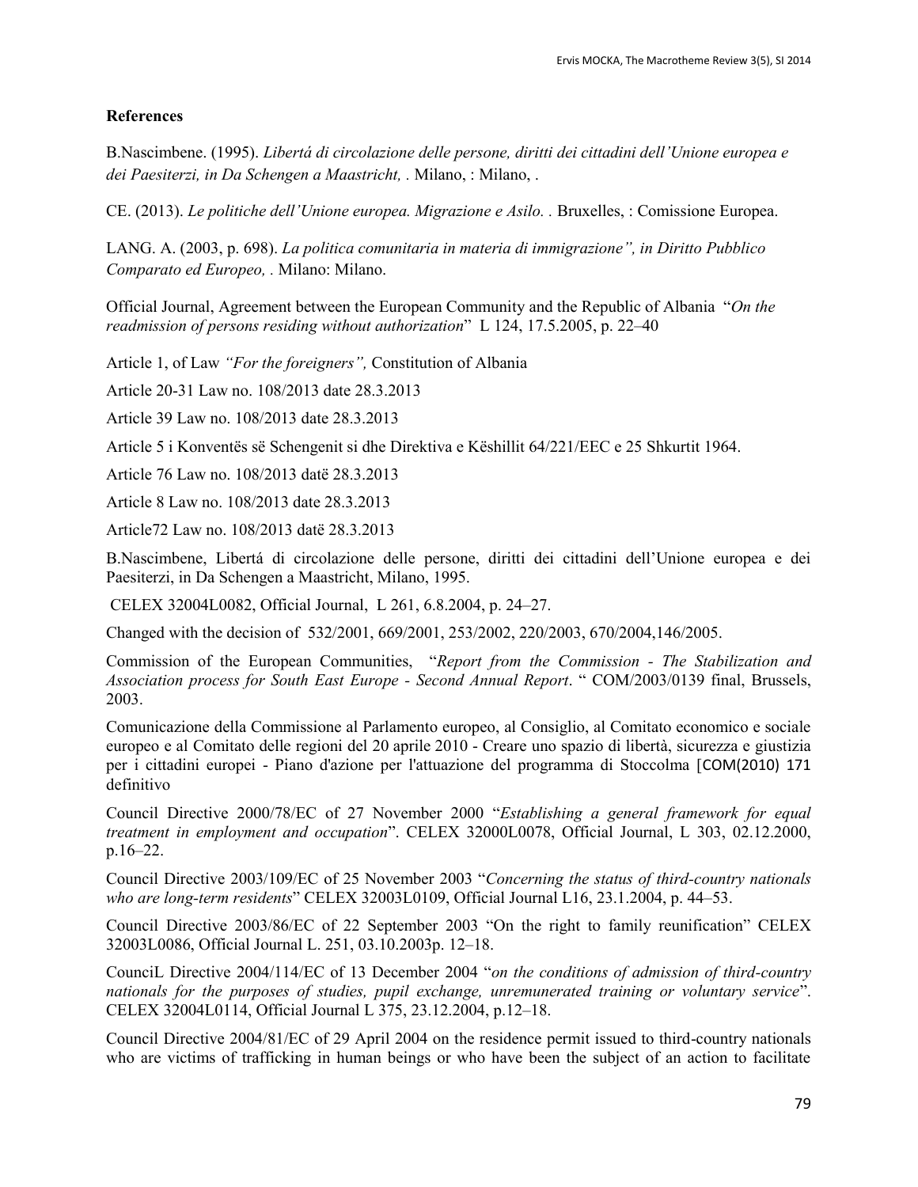**References**

B.Nascimbene. (1995). *Libertá di circolazione delle persone, diritti dei cittadini dell'Unione europea e dei Paesiterzi, in Da Schengen a Maastricht, .* Milano, : Milano, .

CE. (2013). *Le politiche dell'Unione europea. Migrazione e Asilo. .* Bruxelles, : Comissione Europea.

LANG. A. (2003, p. 698). *La politica comunitaria in materia di immigrazione", in Diritto Pubblico Comparato ed Europeo, .* Milano: Milano.

Official Journal, Agreement between the European Community and the Republic of Albania "*On the readmission of persons residing without authorization*" L 124, 17.5.2005, p. 22–40

Article 1, of Law *"For the foreigners",* Constitution of Albania

Article 20-31 Law no. 108/2013 date 28.3.2013

Article 39 Law no. 108/2013 date 28.3.2013

Article 5 i Konventës së Schengenit si dhe Direktiva e Këshillit 64/221/EEC e 25 Shkurtit 1964.

Article 76 Law no. 108/2013 datë 28.3.2013

Article 8 Law no. 108/2013 date 28.3.2013

Article72 Law no. 108/2013 datë 28.3.2013

B.Nascimbene, Libertá di circolazione delle persone, diritti dei cittadini dell'Unione europea e dei Paesiterzi, in Da Schengen a Maastricht, Milano, 1995.

CELEX 32004L0082, Official Journal, L 261, 6.8.2004, p. 24–27.

Changed with the decision of 532/2001, 669/2001, 253/2002, 220/2003, 670/2004,146/2005.

Commission of the European Communities, "*Report from the Commission - The Stabilization and Association process for South East Europe - Second Annual Report*. " COM/2003/0139 final, Brussels, 2003.

Comunicazione della Commissione al Parlamento europeo, al Consiglio, al Comitato economico e sociale europeo e al Comitato delle regioni del 20 aprile 2010 - Creare uno spazio di libertà, sicurezza e giustizia per i cittadini europei - Piano d'azione per l'attuazione del programma di Stoccolma [COM(2010) 171 definitivo

Council Directive 2000/78/EC of 27 November 2000 "*Establishing a general framework for equal treatment in employment and occupation*". CELEX 32000L0078, Official Journal, L 303, 02.12.2000, p.16–22.

Council Directive 2003/109/EC of 25 November 2003 "*Concerning the status of third-country nationals who are long-term residents*" CELEX 32003L0109, Official Journal L16, 23.1.2004, p. 44–53.

Council Directive 2003/86/EC of 22 September 2003 "On the right to family reunification" CELEX 32003L0086, Official Journal L. 251, 03.10.2003p. 12–18.

CounciL Directive 2004/114/EC of 13 December 2004 "*on the conditions of admission of third-country nationals for the purposes of studies, pupil exchange, unremunerated training or voluntary service*". CELEX 32004L0114, Official Journal L 375, 23.12.2004, p.12–18.

Council Directive 2004/81/EC of 29 April 2004 on the residence permit issued to third-country nationals who are victims of trafficking in human beings or who have been the subject of an action to facilitate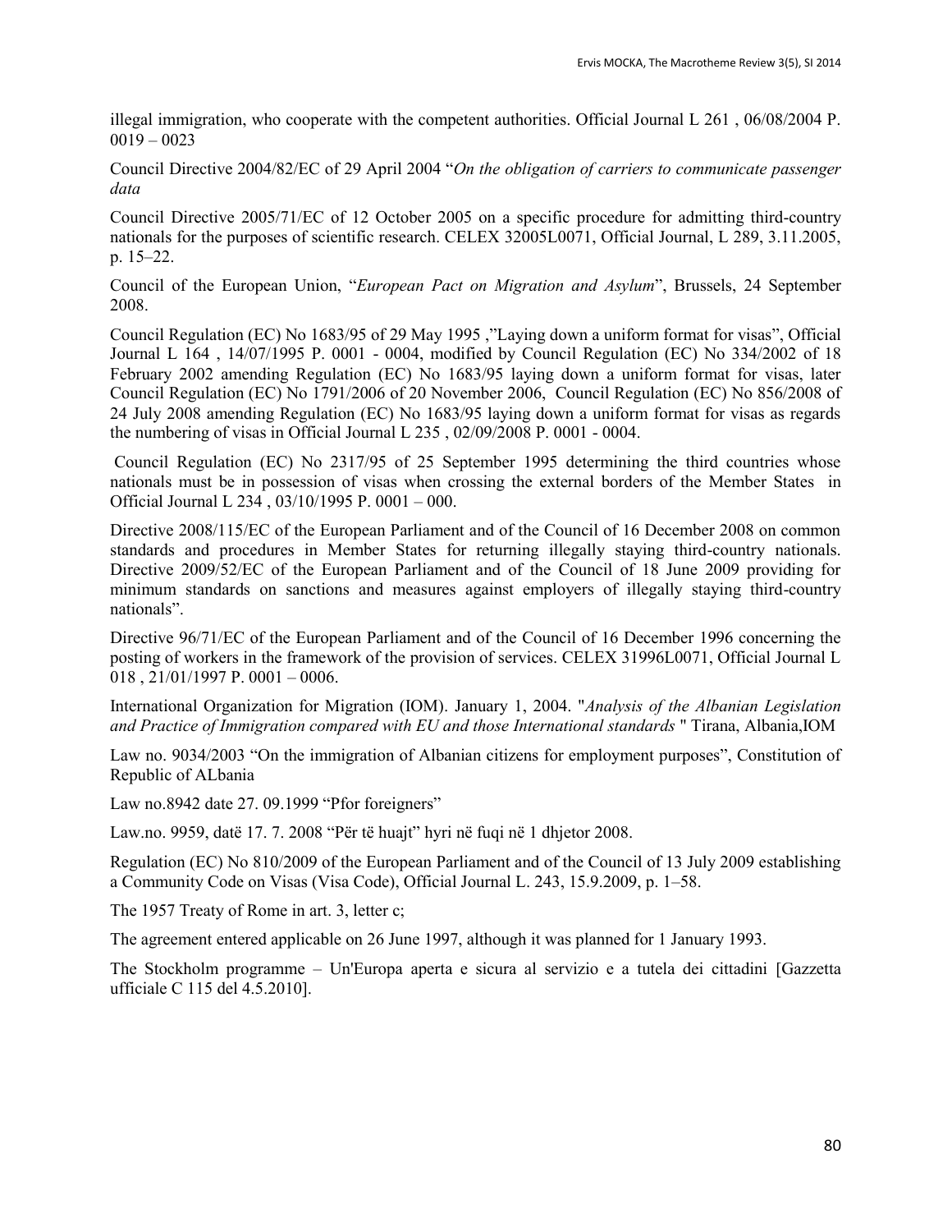illegal immigration, who cooperate with the competent authorities. Official Journal L 261 , 06/08/2004 P. 0019 – 0023

Council Directive 2004/82/EC of 29 April 2004 "*On the obligation of carriers to communicate passenger data*

Council Directive 2005/71/EC of 12 October 2005 on a specific procedure for admitting third-country nationals for the purposes of scientific research. CELEX 32005L0071, Official Journal, L 289, 3.11.2005, p. 15–22.

Council of the European Union, "*European Pact on Migration and Asylum*", Brussels, 24 September 2008.

Council Regulation (EC) No 1683/95 of 29 May 1995 ,"Laying down a uniform format for visas", Official Journal L 164 , 14/07/1995 P. 0001 - 0004, modified by Council Regulation (EC) No 334/2002 of 18 February 2002 amending Regulation (EC) No 1683/95 laying down a uniform format for visas, later Council Regulation (EC) No 1791/2006 of 20 November 2006, Council Regulation (EC) No 856/2008 of 24 July 2008 amending Regulation (EC) No 1683/95 laying down a uniform format for visas as regards the numbering of visas in Official Journal L 235 , 02/09/2008 P. 0001 - 0004.

Council Regulation (EC) No 2317/95 of 25 September 1995 determining the third countries whose nationals must be in possession of visas when crossing the external borders of the Member States in Official Journal L 234 , 03/10/1995 P. 0001 – 000.

Directive 2008/115/EC of the European Parliament and of the Council of 16 December 2008 on common standards and procedures in Member States for returning illegally staying third-country nationals. Directive 2009/52/EC of the European Parliament and of the Council of 18 June 2009 providing for minimum standards on sanctions and measures against employers of illegally staying third-country nationals".

Directive 96/71/EC of the European Parliament and of the Council of 16 December 1996 concerning the posting of workers in the framework of the provision of services. CELEX 31996L0071, Official Journal L 018 , 21/01/1997 P. 0001 – 0006.

International Organization for Migration (IOM). January 1, 2004. "*Analysis of the Albanian Legislation and Practice of Immigration compared with EU and those International standards* " Tirana, Albania,IOM

Law no. 9034/2003 "On the immigration of Albanian citizens for employment purposes", Constitution of Republic of ALbania

Law no.8942 date 27. 09.1999 "Pfor foreigners"

Law.no. 9959, datë 17. 7. 2008 "Për të huajt" hyri në fuqi në 1 dhjetor 2008.

Regulation (EC) No 810/2009 of the European Parliament and of the Council of 13 July 2009 establishing a Community Code on Visas (Visa Code), Official Journal L. 243, 15.9.2009, p. 1–58.

The 1957 Treaty of Rome in art. 3, letter c;

The agreement entered applicable on 26 June 1997, although it was planned for 1 January 1993.

The Stockholm programme – Un'Europa aperta e sicura al servizio e a tutela dei cittadini [Gazzetta ufficiale C 115 del 4.5.2010].